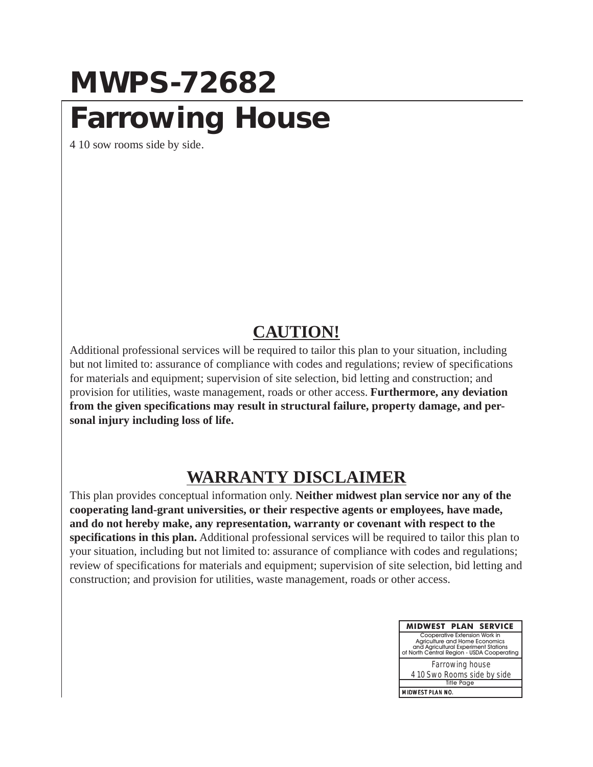# MWPS-72682

# Farrowing House

4 10 sow rooms side by side.

## CAUTION!

Additional professional services will be required to tailor this plan to your situation, including but not limited to: assurance of compliance with codes and regulations; review of specifications for materials and equipment; supervision of site selection, bid letting and construction; and provision for utilities, waste management, roads or other access. **Furthermore, any deviation from the given specifications may result in structural failure, property damage, and personal injury including loss of life.**

## WARRANTY DISCLAIMER

This plan provides conceptual information only. **Neither midwest plan service nor any of the cooperating land-grant universities, or their respective agents or employees, have made, and do not hereby make, any representation, warranty or covenant with respect to the specifications in this plan.** Additional professional services will be required to tailor this plan to your situation, including but not limited to: assurance of compliance with codes and regulations; review of specifications for materials and equipment; supervision of site selection, bid letting and construction; and provision for utilities, waste management, roads or other access.

| MIDWEST PLAN SERVICE |
| --- |
| Cooperative Extension Work in Agriculture and Home Economics and Agricultural Experiment Stations of North Central Region - USDA Cooperating |
| Farrowing house<br>4 10 Swo Rooms side by side |
| Title Page |
| MIDWEST PLAN NO. |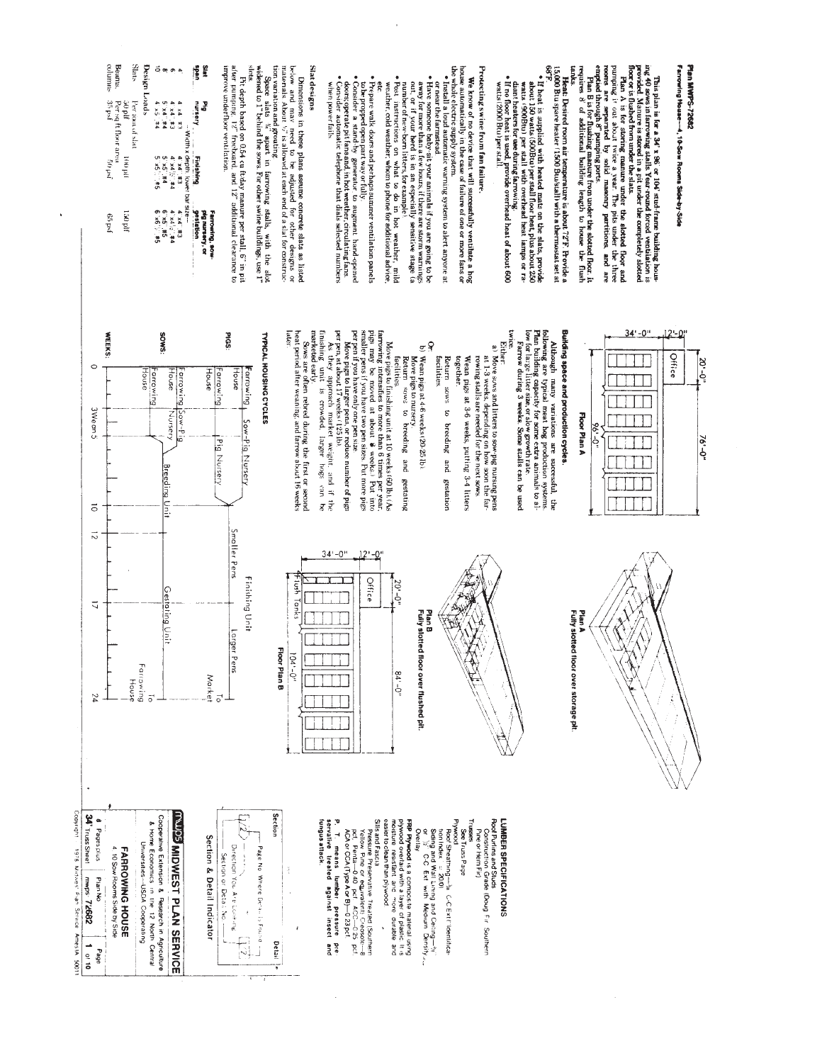# Plan MWPS-72682

## Farrowing House—4, 10-Sow Rooms Side-by-Side

This plan is for a 34' x 96' or 104' stud-frame building housing 40 sows in farrowing stalls. Year-round forced ventilation is provided. Manure is stored in a pit under the completely slotted floor or is flushed from under the slats.

Plan A is for storing manure under the slotted floor and pumping it out about twice a year. The pits under the three rooms are separated by solid masonry partitions, and are emptied through 8' pumping ports.

Plan B is for flushing manure from under the slotted floor. It requires 8' of additional building length to house the flush tanks.

**Heat.** Desired room air temperature is about 72°F. Provide a 15,000 Btu space heater (1500 Btu/stall) with a thermostat set at 68°F.

- If heat is supplied with heated mats on the slats, provide about 150 watts (500Btu) per stall floor heat, plus about 250 watts (900Btu) per stall with overhead heat lamps or radiant heaters for use during farrowing.
- If no floor heat is used, provide overhead heat of about 600 watts (2000 Btu) per stall.

### Protecting swine from fan failure.

We know of no device that will successfully ventilate a hog house automatically in the case of failure of one or more fans or the whole electric supply system.

- Install a reliable automatic warning system to alert anyone at or near the farmstead.
- Have someone baby-sit your animals if you are going to be away for more than a few hours, if there are storm warnings out, or if your herd is in an especially sensitive stage (a number of new-born litters, for example).
- Post instructions on what to do in hot weather, mild weather, cold weather; whom to phone for additional advice, etc.
- Prepare walk doors and perhaps summer ventilation panels to be propped open part way or fully.
- Consider a stand-by generator to augment hand-opened doors or emergency fans and, in hot weather, circulating fans.
- Consider an automatic telephone that dials selected numbers when power fails.

### Slat designs

Dimensions in these plans assume concrete slats as listed below and may need to be adjusted for other designs or materials. About ½" is allowed at each end of a slat for construction variation and grouting.

Space slats ¾" apart in farrowing stalls, with the slot widened to 1" behind the sows. For other swine buildings, use 1" slots.

Pit depth based on 0.54 cu ft/day manure per stall, 6" in pit after pumping, 12" freeboard, and 12" additional clearance to improve underfloor ventilation.

| Slat span | Pig nursery | Finishing | Farrowing, sow-pig nursery, or gestation |
|---|---|---|---|
| | Width x depth, lower bar size | | |
| 4' | 4 x4, #3 | 4 x4, #3 | 4 x4, #3 |
| 6' | 4 x4, #3 | 4 x4, #3 | 4 x4½, #4 |
| 8' | 5 x4, #4 | 5 x5, #4 | 6 x5, #5 |
| 10' | 4 x5, #4 | 5 x5½, #5 | 6 x6½, #5 |

**Design Loads**

| | | | |
|---|---|---|---|
| Slats | Per foot of slat | 100 plf | 150 plf |
| Beams, columns | Per sq ft floor area | 50 psf | 65 psf |
| | 35 psf | | |

### Building space and production cycles.

Although many variations are successful, the following are typical meat hog production systems. Plan building capacity for some extra animals to allow for large litter size or slow growth rate.

Farrow during 3 weeks. Some stalls can be used twice.

Either:

a) Move sows and litters to sow-pig nursing pens in 1-3 weeks, depending on how soon the farrowing stalls are needed for the next sows.

Wean pigs at 3-6 weeks, putting 3-4 litters together.

Return sows to breeding and gestation facilities.

Or:

b) Wean pigs at 4-6 weeks (20-25 lb).

Move pigs to nursery.

Return sows to breeding and gestating facilities.

Move pigs to finishing unit at 10 weeks (60 lb). (As farrowing intensifies to more than 6 times per year, pigs may be moved at about 8 weeks.) Put into smaller pens if you have two pen sizes. Put more pigs per pen if you have only one pen size.

Move pigs to larger pens, or reduce number of pigs per pen, at about 17 weeks (125 lb).

As they approach market weight, and if the finishing unit is crowded, larger hogs can be marketed early.

Sows are often rebred during the first or second heat period after weaning, and farrow about 16 weeks later.

### TYPICAL HOUSING CYCLES

| | | | | | | |
|---|---|---|---|---|---|---|
| PIGS: | Farrowing House | Sow-Pig Nursery | | | | |
| | Farrowing House | Pig Nursery | Smaller Pens | Finishing Unit | Larger Pens | To Market |
| SOWS: | Farrowing House | Sow-Pig Nursery | Breeding Unit | Gestating Unit | | To Farrowing House |
| | Farrowing House | Breeding Unit | | | | |
| WEEKS: | 0 | 3 Wean 5 | 10 | 12 | 17 | 24 |

**Floor Plan A**

34'-0", 12'-0", 20'-0", Office, 96'-0", 76'-0"

**Plan A**
**Fully slotted floor over storage pit.**

**Plan B**
**Fully slotted floor over flushed pit.**

**Floor Plan B**

34'-0", 12'-0", 20'-0", Office, Flush Tanks, 4', 104'-0", 84'-0"

### LUMBER SPECIFICATIONS

Roof Purlins and Studs
Construction Grade (Doug Fir, Southern Pine or Hem Fir)

Trusses
See Truss Page

Plywood
Roof Sheathing—⅜" C-C Ext (Identification Index ≥ 20/0)
Siding and Wall Lining and Ceiling—⅜" or ½" C-C Ext with Medium Density Overlay

**FRP Plywood** is a composite material using plywood overlaid with a layer of plastic. It is moisture resistant and more durable and easier to clean than plywood.

Sills and Fascia
Pressure Preservative Treated (Southern Yellow Pine or equivalent): Creosote—8 pcf, Penta—0.40 pcf, ACC—0.25 pcf, ACA or CCA (type A or B)—0.23 pcf

**P. T.** means lumber pressure preservative treated against insect and fungus attack.

**Section**

Page No. Where Detail Is Found — Detail — Direction You Are Looking — Section or Detail No.

**Section & Detail Indicator**

## MWPS MIDWEST PLAN SERVICE

Cooperative Extension & Research in Agriculture & Home Economics in the 12 North Central Universities—USDA Cooperating

**FARROWING HOUSE**
4 10-Sow Rooms Side by Side

| 8 Pages plus 34" Truss Sheet | Plan No. mwps 72682 | Page 1 of 10 |
|---|---|---|

Copyright 1978 Midwest Plan Service Ames IA 50011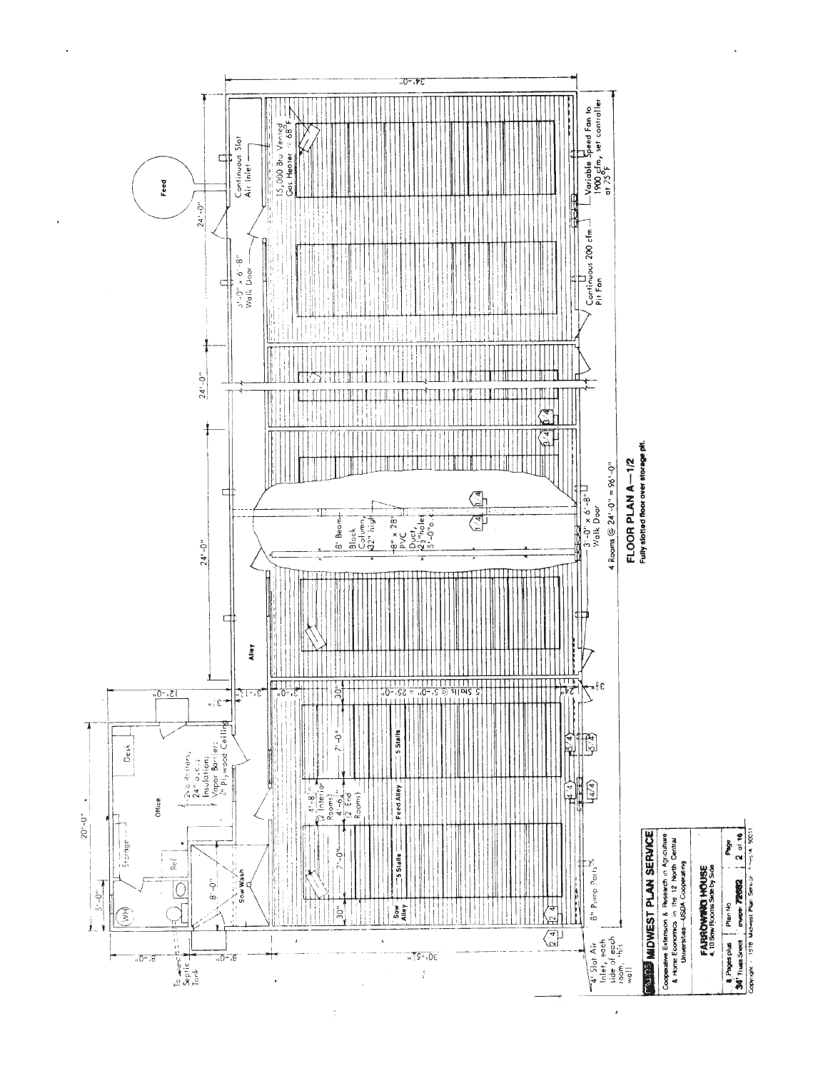# FLOOR PLAN A — 1/2

Fully slotted floor over storage pit.

Feed

Continuous Slot Air Inlet

15,000 Btu Vented Gas Heater @ 68°F

3'-0" x 6'-8" Walk Door

Variable Speed Fan to 1900 cfm, set controller at 75°F

Continuous 200 cfm Pit Fan

8' Beam-Block Column, 32" high

8" x 28" PVC Duct, 2½" holes 5'-0" o.c.

3'-0" x 6'-8" Walk Door

4 Rooms @ 24'-0" = 96'-0"

Alley

5 Stalls @ 5'-0" = 25'-0"

5 Stalls

Feed Alley

Sow Alley

4'-8½" (2 Interior Rooms)

4'-0½" (2 End Rooms)

2x6 Rafters, 24" o.c.; Insulation; Vapor Barrier; ⅜" Plywood Ceiling

Office

Desk

Storage

Ref

(WH)

Sow Wash

8" Pump Ports

To Septic Tank

4" Slot Air Inlet, each side of each room, this wall

34'-0"

24'-0"

24'-0"

24'-0"

20'-0"

5'-0"

12'-0"

8'-0"

8'-0"

30'-5"

30"

7'-0"

3'-0"

3'-1"

**MWPS MIDWEST PLAN SERVICE**

Cooperative Extension & Research in Agriculture & Home Economics in the 12 North Central Universities—USDA Cooperating

**FARROWING HOUSE**
4, 10 Sow Rooms Side by Side

| 4 Pages plus | Plan No. | Page |
|---|---|---|
| 34' Truss Sheet | MWPS-72602 | 2 of 10 |

Copyright · 1978 Midwest Plan Service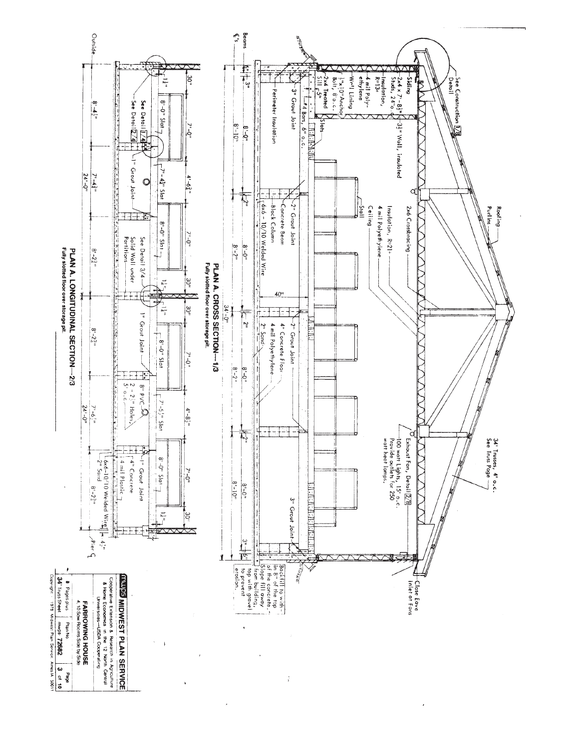## PLAN A. CROSS SECTION—1/3

Fully slotted floor over storage pit.

See Construction Detail 1/8

Siding

2x4 x 7'-8½" Studs, 24" o.c.

Insulation, R=13+

4 mil Polyethylene

Wall Lining

½"x10" Anchor Bolt, 8' o.c.

2x4 Treated Sill

3½" Wall, insulated

3" Grout Joint

#4 Bars, 6" o.c.

Perimeter Insulation

Slats

Roofing

Purlins

2x6 Crossbracing

Insulation, R=21+

4 mil Polyethylene

Ceiling

Stall

2" Grout Joint

Concrete Beam

Block Column

6x6 – 10/10 Welded Wire

40"

4" Concrete Floor

4 mil Polyethylene

2" Sand

34' Trusses, 4' o.c. See Truss Page

Exhaust Fan, Detail 2/8

100 watt Lights, 15' o.c. Provide outlets for 250 watt heat lamps.

Close Eave Inlet at Fans

Backfill to within 8" of the top of the concrete. Slope fill away from building, top with gravel to prevent erosion.

Beams ℄'s: 6" | 3" | 8'-10" | 8'-0" | 2" | 8'-2" | 8'-0" | 2" | 8'-2" | 8'-0" | 2" | 8'-10" | 8'-0" | 3" | 6"

34'-0"

## PLAN A. LONGITUDINAL SECTION—2/3

Fully slotted floor over storage pit.

30" | 7'-0" | 4'-6¾" | 7'-0" | 30" | 30" | 7'-0" | 4'-8½" | 7'-0" | 30"

1½" | 8'-0" Slat | See Detail 1/4 | See Detail 2/4 | 1" Grout Joint | 7'-4½" Slat | 8'-0" Slat | See Detail 3/4 | Solid Wall under Partitions | 1¼" | 1¼" | 1" Grout Joint | 8'-0" Slat | 8" PVC | 2 – 2½" Holes, 5' o.c. | 7'-5½" Slat | 8'-0" Slat | 1" Grout Joint | 4" Concrete | 4 mil Plastic | 6x6–10/10 Welded Wire | 2" Sand | 1½" | 4½"

Outside | 8'-4½" | 7'-4¾" | 8'-2¾" | 8'-2¾" | 7'-6½" | 8'-2¾" | Pier ℄

24'-0" | 24'-0"

**MWPS MIDWEST PLAN SERVICE**

Cooperative Extension & Research in Agriculture & Home Economics in the 12 North Central Universities—USDA Cooperating

**FARROWING HOUSE**

4, 10 Sow Rooms Side by Side

| 8 Pages plus 34' Truss Sheet | Plan No. mwps 72682 | Page 3 of 10 |
|---|---|---|

Copyright 1978 Midwest Plan Service Ames IA 50011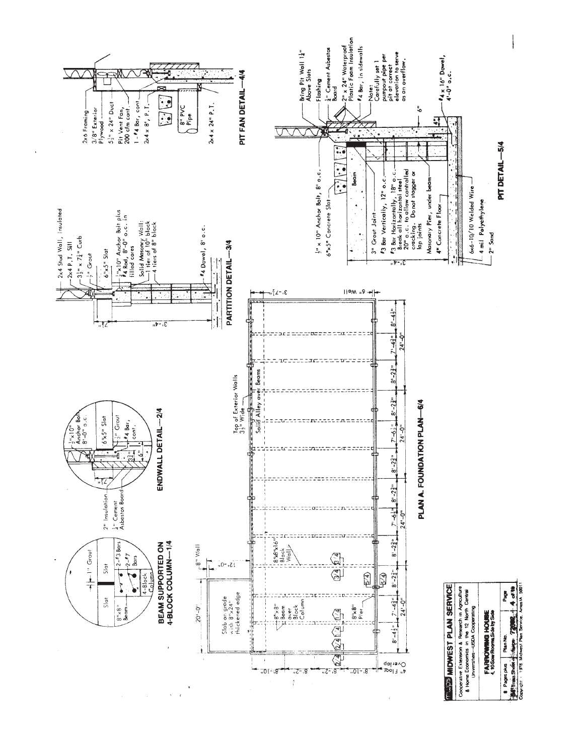## BEAM SUPPORTED ON 4-BLOCK COLUMN—1/4

1" Grout
Slat
Slat
8"×8" Beam
2-#3 Bars
2-#7 Bars
4-Block Column

## ENDWALL DETAIL—2/4

2" Insulation
¼" Cement Asbestos Board
½"×10" Anchor Bolt 8'-0" o.c.
6"×5" Slat
½" Grout
#4 Bar, cont.

## PARTITION DETAIL—3/4

2x4 Stud Wall, insulated
2x4 P.T. Sill
3½" × 7¼" Curb
½" Grout
6"×5" Slat
½"×10" Anchor Bolt plus #4 Rod, 8'-0" o.c. in filled cores
Solid Masonry Wall: 1 tier of 10" block, 4 tiers of 8" block
#4 Dowel, 8' o.c.

## PIT FAN DETAIL—4/4

2x6 Framing
3/8" Exterior Plywood
5½" × 24" Duct
Pit Vent Fan, 200 cfm cont.
1-#4 Bar, cont
2x4 × 8', P.T.
8" PVC Pipe
2x4 × 24" P.T.

## PIT DETAIL—5/4

½" × 10" Anchor Bolt, 8' o.c.
6"×5" Concrete Slat
Beam
3" Grout Joint
#3 Bar Vertically, 12" o.c.
#3 Bar Horizontally, 18" o.c. Break all horizontal steel 20" o.c. to allow controlled cracking. Do not stagger or lap joints
Masonry Pier, under beam
4" Concrete Floor
6x6-10/10 Welded Wire
4 mil Polyethylene
2" Sand
Bring Pit Wall 1¼" Above Slats
Flashing
¼" Cement Asbestos Board
2" x 24" Waterproof Plastic Foam Insulation
#4 Bar, in sidewalls
Note: Carefully set 1 pumpout pipe per pit at correct elevation to serve as an overflow.
#4 x 16" Dowel, 4'-0" o.c.

## PLAN A. FOUNDATION PLAN—6/4

Top of Exterior Walls 3½" Wide
Solid Alley over Beams
Slab on grade with 8"x24" thickened edge
8"x8" Beam over Block Column
8"x8"x16" Block Wall
8"x8" Pier
8" Wall
6" Wall
4" Floor Overflow

Dimensions: 20'-0"; 12'-0"; 8'-10"; 8'-2"; 8'-2"; 8'-10"; 3'-7½"; 8'-4½"; 7'-4¾"; 8'-2¾"; 8'-2¾"; 7'-6½"; 8'-2¾"; 8'-2¾"; 7'-6½"; 8'-2¾"; 8'-2¾"; 7'-4¾"; 8'-4½"; 24'-0"; 24'-0"; 24'-0"; 24'-0"

**MWPS MIDWEST PLAN SERVICE**
Cooperative Extension & Research in Agriculture & Home Economics in the 12 North Central Universities—USDA Cooperating

**FARROWING HOUSE**
4, 10 Sow Rooms, Side by Side

| # Pages plus | Plan No. | Page |
|---|---|---|
| Truss Sheet | 72002 | 4 of 4 |

Copyright 1978 Midwest Plan Service, Ames IA 50011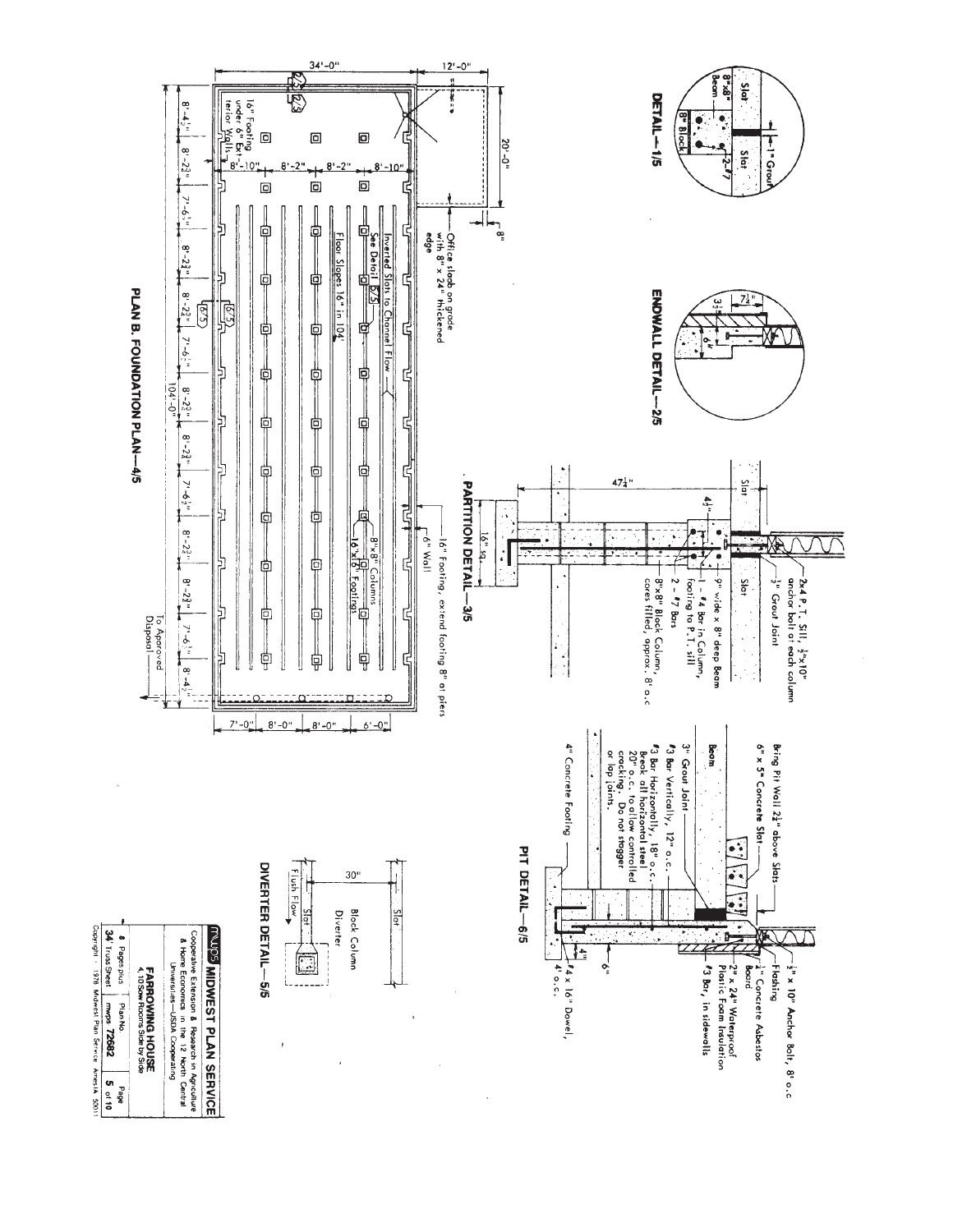## DETAIL—1/5

Slat
8"x8" Beam
8" Block
1" Grout
Slat
2-#7

## ENDWALL DETAIL—2/5

7½"
3½"
6"

## PARTITION DETAIL—3/5

Slat
Slat
47¼"
4½"
16" sq.
2x4 P.T. Sill, ½"x10" anchor bolt at each column
¾" Grout Joint
9" wide x 8" deep Beam
1 - #4 Bar in Column, footing to P.T. sill
2 - #7 Bars
8"x8" Block Column, cores filled, approx. 8' o.c.

## PLAN B. FOUNDATION PLAN—4/5

34'-0"
12'-0"
20'-0"
8"
Office slab on grade with 8" x 24" thickened edge
16" Footing under 6" Exterior Walls
Inverted Slats to Channel Flow
See Detail 5/5
Floor Slopes 16" in 104'
8"x8" Columns
16"x16" Footings
6" Wall
16" Footing, extend footing 8" at piers
To Approved Disposal
8'-10" | 8'-2" | 8'-2" | 8'-10"
8'-4½" | 8'-2¾" | 7'-6½" | 8'-2¾" | 8'-2¾" | 7'-6½" | 8'-2¾" | 8'-2¾" | 7'-6½" | 8'-2¾" | 8'-2¾" | 7'-6½" | 8'-4½"
104'-0"
7'-0" | 8'-0" | 8'-0" | 6'-0"
1/5
2/5
6/5
3/5

## DIVERTER DETAIL—5/5

Slat
30"
Block Column Diverter
Flush Flow
Slat

## PIT DETAIL—6/5

Bring Pit Wall 2½" above Slats
6" x 5" Concrete Slat
Beam
3" Grout Joint
#3 Bar Vertically, 12" o.c.
#3 Bar Horizontally, 18" o.c. Break all horizontal steel 20' o.c. to allow controlled cracking. Do not stagger or lap joints.
4" Concrete Footing
½" x 10" Anchor Bolt, 8' o.c.
Flashing
½" Concrete Asbestos Board
2" x 24" Waterproof Plastic Foam Insulation
#3 Bar, in sidewalls
6"
4"
#4 x 16" Dowel, 4' o.c.

**MWPS MIDWEST PLAN SERVICE**

Cooperative Extension & Research in Agriculture & Home Economics in the 12 North Central Universities—USDA Cooperating

**FARROWING HOUSE**
4, 10-Sow Rooms Side by Side

| 8 Pages plus 34" Truss Sheet | Plan No. mwps 72682 | Page 5 of 10 |
|---|---|---|

Copyright 1978 Midwest Plan Service Ames IA 50011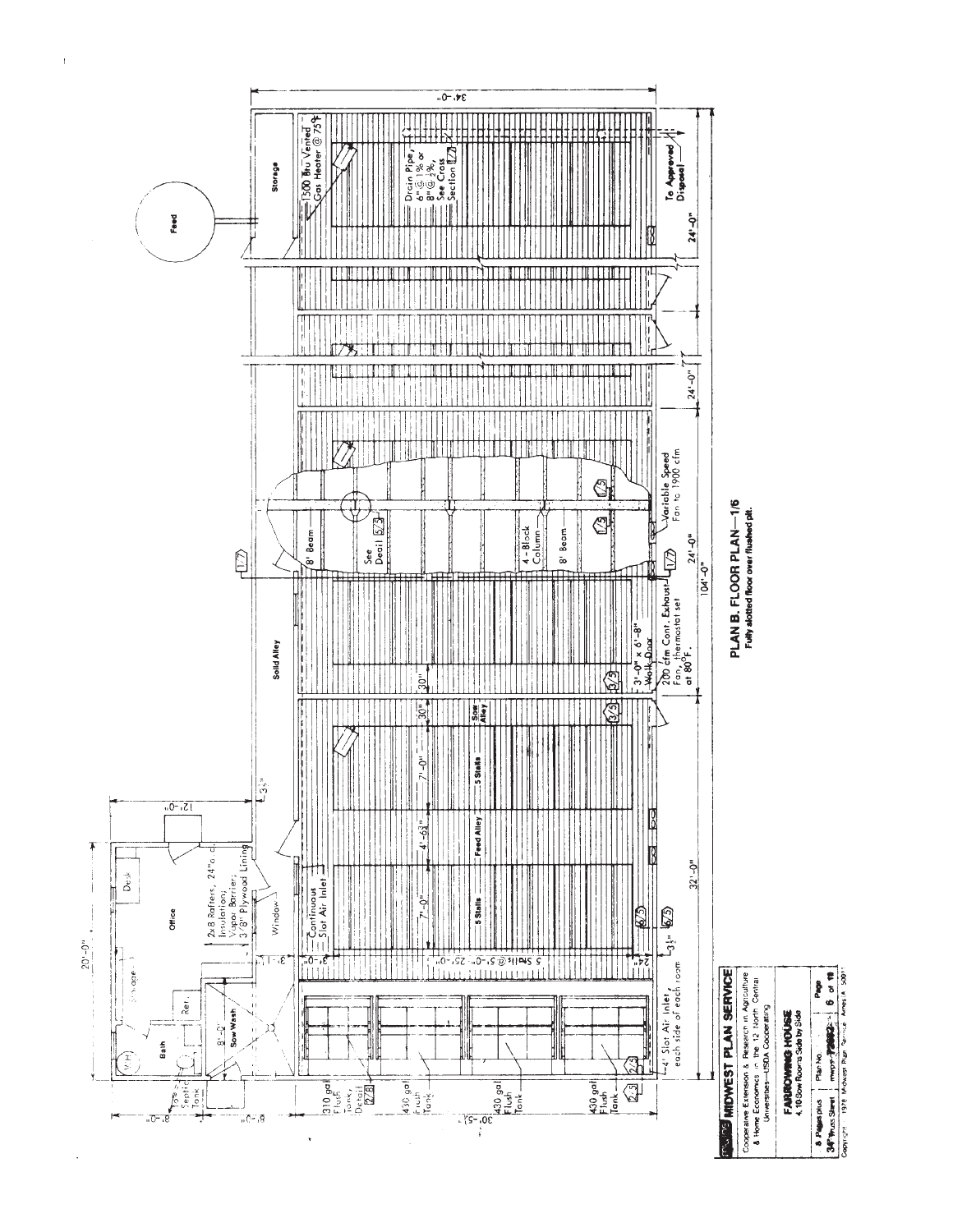# PLAN B. FLOOR PLAN—1/6

Fully slotted floor over flushed pit.

Feed

Storage

1300 Btu Vented Gas Heater @ 75°F

Drain Pipe, 6" @ 1% or 8" @ ½%, See Cross Section 1/7

To Approved Disposal

34'-0"

24'-0"

24'-0"

24'-0"

104'-0"

32'-0"

Variable Speed Fan to 1900 cfm

8' Beam

See Detail 5/3

4 - Block Column

8' Beam

Solid Alley

200 cfm Cont. Exhaust Fan, thermostat set at 80°F.

3'-0" × 6'-8" Walk Door

30"

30"

Sow Alley

7'-0"

5 Stalls

4'-6½"

Feed Alley

7'-0"

5 Stalls

5 Stalls @ 5'-0"; 25'-0"

3'-0"

24"

3½"

Continuous Slot Air Inlet

Window

2×8 Rafters, 24" o.c.; Insulation; Vapor Barrier; 3/8" Plywood Lining

Office

Desk

Storage

Ref.

Bath

W.H.

Sow Wash

8'-2"

Septic Tank

20'-0"

12'-0"

8'-0"

8'-0"

30'-5½"

310 gal Flush Tank, Detail 2/8

430 gal Flush Tank

430 gal Flush Tank

430 gal Flush Tank

4' Slot Air Inlet, each side of each room

**MIDWEST PLAN SERVICE**

Cooperative Extension & Research in Agriculture & Home Economics in the 12 North Central Universities—USDA Cooperating

**FARROWING HOUSE**
4, 10-Sow Rooms Side by Side

| 8 Pages plus 34" Truss Sheet | Plan No. mwps-72002 | Page 6 of 10 |
|---|---|---|

Copyright 1978 Midwest Plan Service Ames IA 50011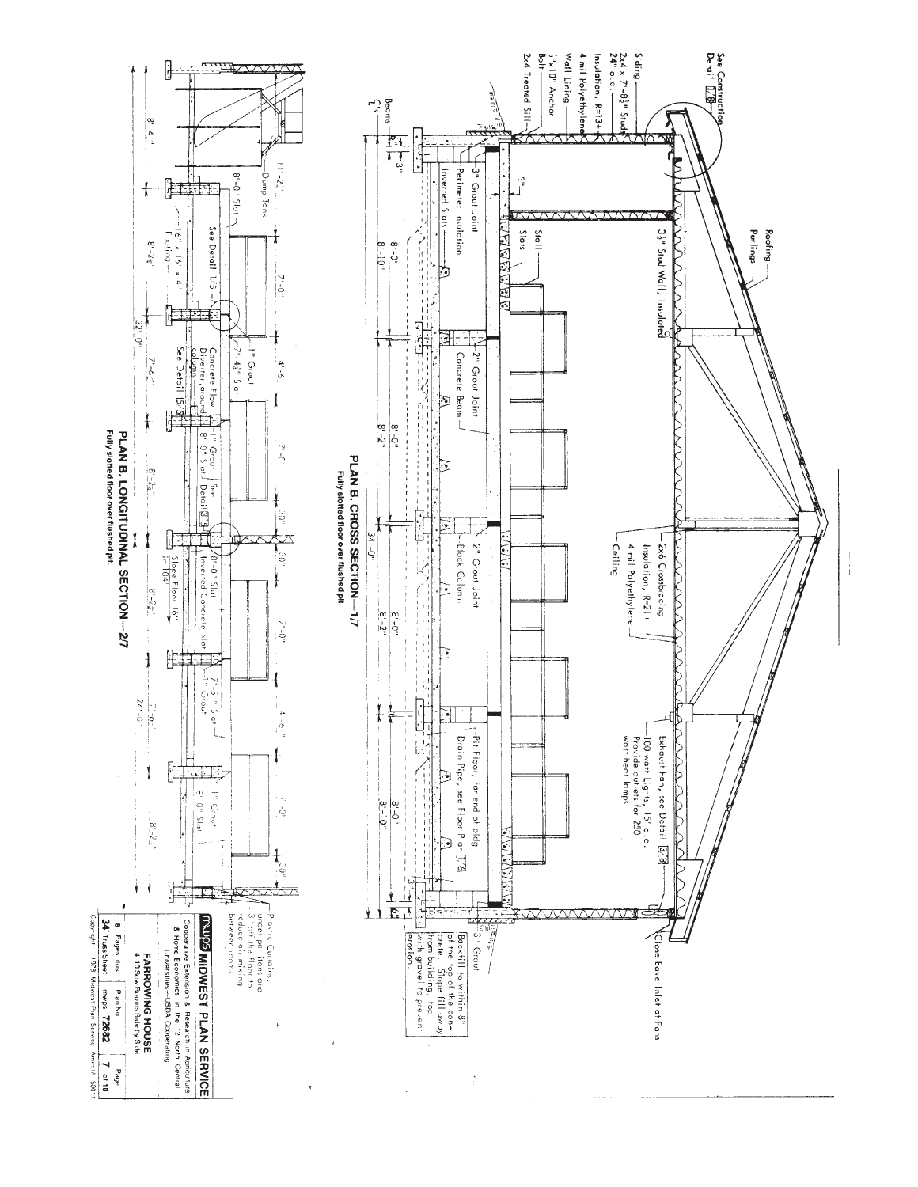**PLAN B. CROSS SECTION—1/7**

Fully slotted floor over flushed pit.

See Construction Detail 1/8

Siding

2x4 x 7'-8½" Studs 24" o.c.

Insulation, R=13+

4 mil Polyethylene

Wall Lining

½"x10" Anchor Bolt

2x4 Treated Sill

Roofing

Purlings

3½" Stud Wall, insulated

2x6 Crossbracing

Insulation, R=21+

4 mil Polyethylene

Ceiling

Exhaust Fan, see Detail 3/8

100 watt Lights, 15' o.c. Provide outlets for 250 watt heat lamps.

Close Eave Inlet at Fans

Stall

Slots

3" Grout Joint

Perimeter Insulation

Inverted Slats

2" Grout Joint

Concrete Beam

2" Grout Joint

Block Column

Pit Floor, far end of bldg

Drain Pipe, see Floor Plan 1/6

3" Grout

Backfill to within 8" of the top of the concrete. Slope fill away from building, top with gravel to prevent erosion.

Beams

5"

8'-0"

8'-10"

8'-0"

8'-2"

8'-0"

8'-2"

8'-0"

8'-10"

34'-0"

**PLAN B. LONGITUDINAL SECTION—2/7**

Fully slotted floor over flushed pit.

Dump Tank

8'-0" Slat

See Detail 1/5

16" x 16" x 4" Footing

1" Grout

7'-4½" Slat

Concrete Flow Diverter, around column. See Detail 1/5

1" Grout

8'-0" Slat

See Detail 3/9

8'-0" Slat

Inverted Concrete Slat

Slope Floor 1/6" in 10'

7'-3" Slat

1" Grout

1" Grout

8'-0" Slat

Plastic Curtains, under partitions and 3" off the floor to reduce air mixing between rooms.

8'-4"

8'-2½"

7'-6"

8'-2½"

8'-2½"

7'-6"

8'-2"

7'-0"

4'-6"

7'-0"

30"

30"

7'-0"

4'-6"

7'-0"

30"

32'-0"

24'-0"

**mwps MIDWEST PLAN SERVICE**

Cooperative Extension & Research in Agriculture & Home Economics in the 12 North Central Universities—USDA Cooperating

**FARROWING HOUSE**

4-10 Sow Rooms Side by Side

| 8 Pages plus 34 Truss Sheet | Plan No. mwps 72682 | Page 7 of 10 |
|---|---|---|

Copyright 1978 Midwest Plan Service, Ames IA 50011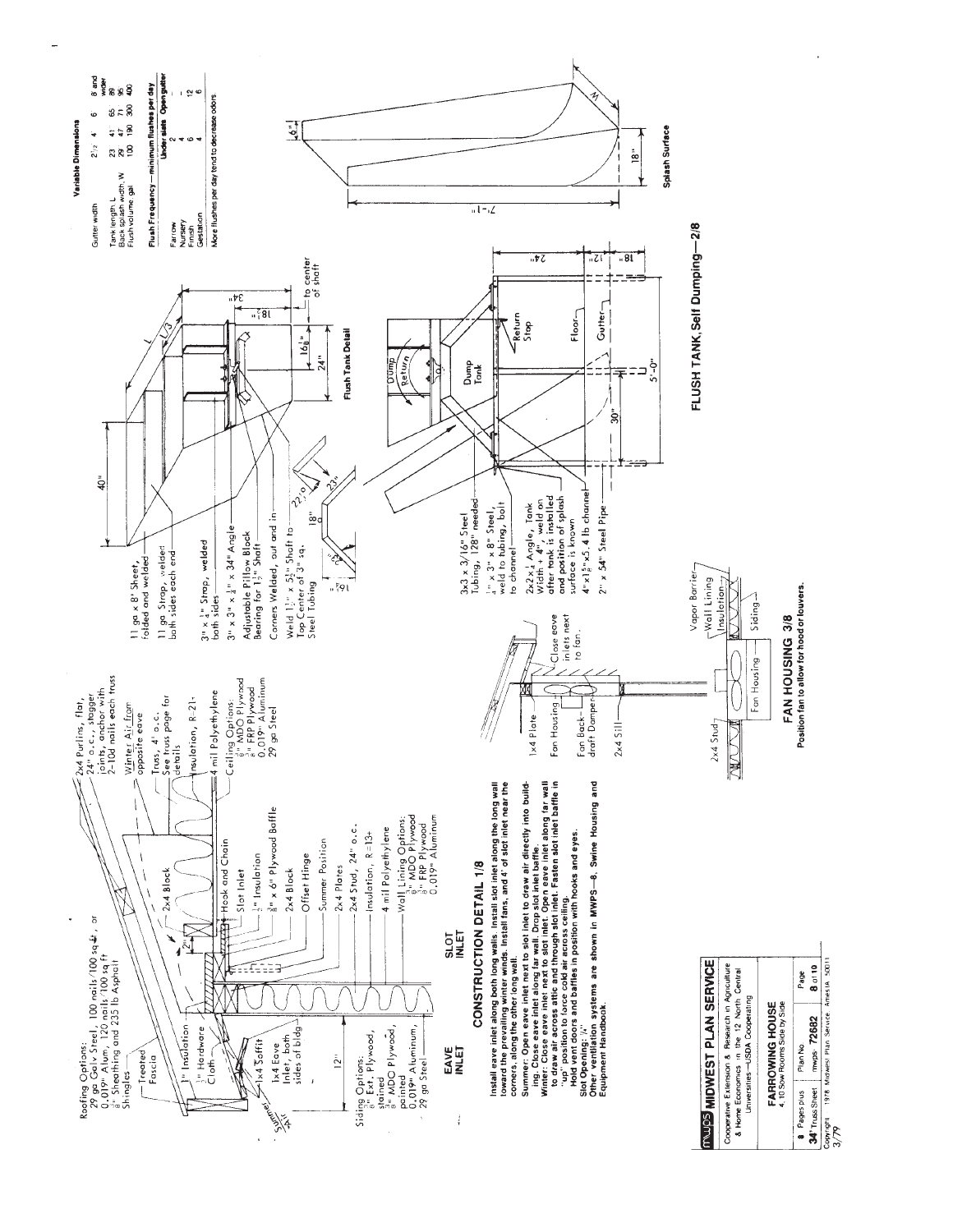Roofing Options:
29 ga Galv Steel, 100 nails/100 sq ft, or
0.019" Alum, 120 nails/100 sq ft
3/8" Sheathing and 235 lb Asphalt Shingles

Treated Fascia

1" Insulation

1/4" Hardware Cloth

1x4 Soffit

1x4 Eave Inlet, both sides of bldg.

Summer Air

12"

Siding Options:
3/8" Ext. Plywood, stained
3/8" MDO Plywood, painted
0.019" Aluminum,
29 ga Steel

2x4 Purlins, flat, 24" o.c., stagger joints, anchor with 2-10d nails each truss

Winter Air from opposite eave

Truss, 4' o.c. See truss page for details

Insulation, R-21

4 mil Polyethylene

Ceiling Options:
3/8" MDO Plywood
3/8" FRP Plywood
0.019" Aluminum
29 ga Steel

2x4 Block

2"

Hook and Chain

Slot Inlet

1/2" Insulation

3/8" x 6" Plywood Baffle

2x4 Block

Offset Hinge

Summer Position

2x4 Plates

2x4 Stud, 24" o.c.

Insulation, R=13+

4 mil Polyethylene

Wall Lining Options:
3/8" MDO Plywood
3/8" FRP Plywood
0.019" Aluminum

EAVE INLET

SLOT INLET

## CONSTRUCTION DETAIL 1/8

Install eave inlet along both long walls. Install slot inlet along the long wall toward the prevailing winter winds. Install fans, and 4' of slot inlet near the corners, along the other long wall.

Summer: Open eave inlet next to slot inlet to draw air directly into building. Close eave inlet along far wall. Drop slot inlet baffle.

Winter: Close eave inlet next to slot inlet. Open eave inlet along far wall to draw air across attic and through slot inlet. Fasten slot inlet baffle in "up" position to force cold air across ceiling.

Hold vent doors and baffles in position with hooks and eyes.

Slot Opening: 1/4".

Other ventilation systems are shown in MWPS—8, Swine Housing and Equipment Handbook.

1x4 Plate

Fan Housing

Fan Back-draft Damper

2x4 Sill

Close eave inlets next to fan.

2x4 Stud

Vapor Barrier

Wall Lining

Insulation

Fan Housing

Siding

## FAN HOUSING 3/8

**Position fan to allow for hood or louvers.**

11 ga x 8' Sheet, folded and welded

11 ga. Strap, welded both sides each end

3" x 1/4" Strap, welded both sides

3" x 3" x 1/4" x 34" Angle

Adjustable Pillow Block Bearing for 1 1/2" Shaft

Corners Welded, out and in

Weld 1 1/2" x 5 1/2" Shaft to Top Center of 3" sq. Steel Tubing

3x3 x 3/16" Steel Tubing, 128" needed

1/4" x 3" x 8" Steel, weld to tubing, bolt to channel

2x2x1/4" Angle, Tank Width + 4", weld on after tank is installed and position of splash surface is known

4"x1 5/8"x5.4 lb channel

2" x 54" Steel Pipe

40"

L

L/3

34"

18"

16 1/8"

24"

to center of shaft

Flush Tank Detail

22.5°

23"

18"

16"

Dump Return

Dump Tank

Return Stop

Floor

Gutter

30"

5'-0"

24"

12"

18"

7'-1"

6 1/2"

18"

W

Splash Surface

**Variable Dimensions**

| Gutter width | 2 1/2 | 4 | 6 | 8 and wider |
|---|---|---|---|---|
| Tank length, L | 23 | 41 | 65 | 89 |
| Back splash width, W | 29 | 47 | 71 | 95 |
| Flush volume, gal | 100 | 190 | 300 | 400 |

**Flush Frequency—minimum flushes per day**

| | Under slats | Open gutter |
|---|---|---|
| Farrow | 2 | - |
| Nursery | 4 | - |
| Finish | 6 | 12 |
| Gestation | 4 | 6 |

More flushes per day tend to decrease odors.

## FLUSH TANK, Self Dumping—2/8

**MWPS MIDWEST PLAN SERVICE**

Cooperative Extension & Research in Agriculture & Home Economics in the 12 North Central Universities—USDA Cooperating

**FARROWING HOUSE**
4, 10 Sow Rooms Side by Side

| 8 Pages plus 34' Truss Sheet | Plan No. mwps- 72682 | Page 8 of 10 |
|---|---|---|

Copyright 1978 Midwest Plan Service Ames IA 50011
3/79